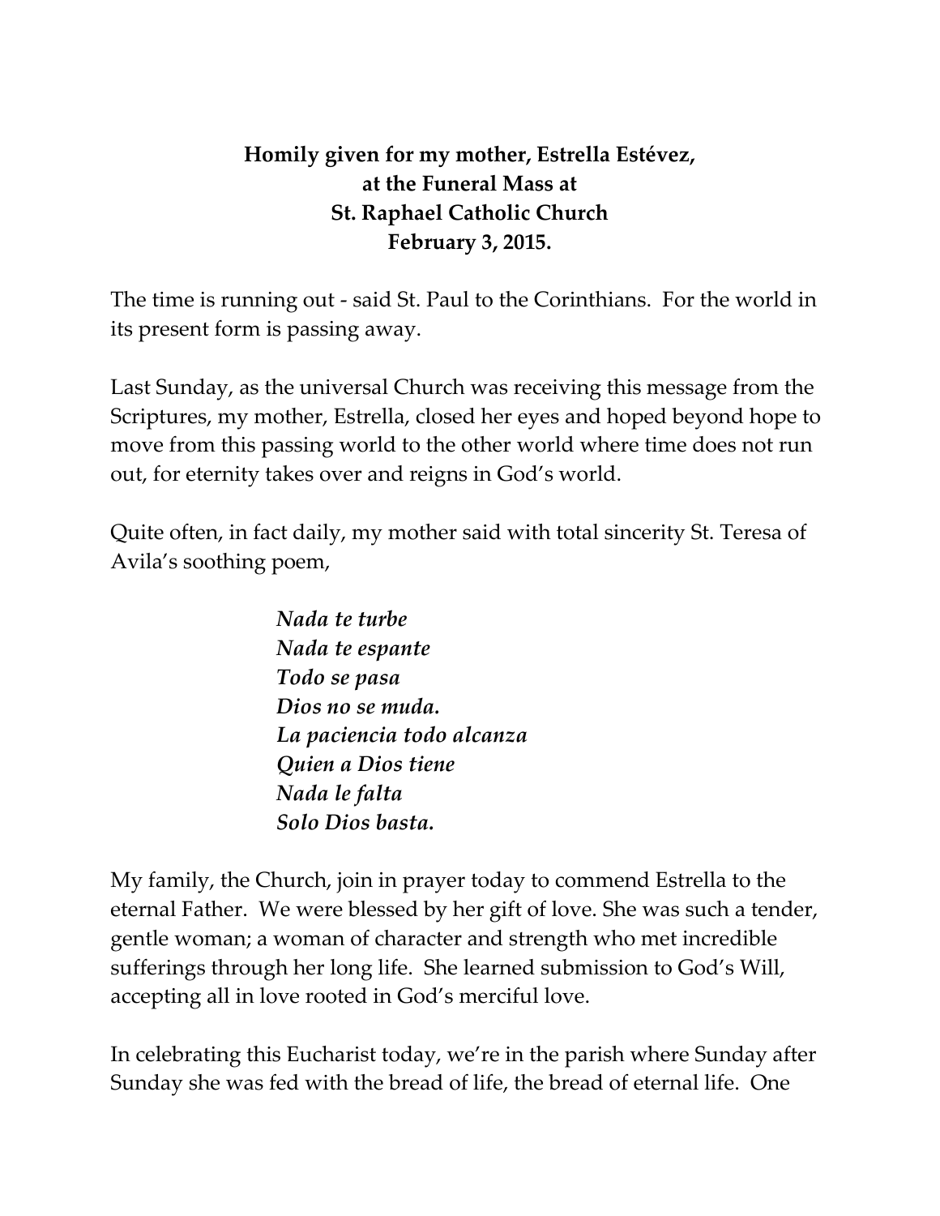**Homily given for my mother, Estrella Estévez,**
**at the Funeral Mass at**
**St. Raphael Catholic Church**
**February 3, 2015.**

The time is running out - said St. Paul to the Corinthians. For the world in its present form is passing away.

Last Sunday, as the universal Church was receiving this message from the Scriptures, my mother, Estrella, closed her eyes and hoped beyond hope to move from this passing world to the other world where time does not run out, for eternity takes over and reigns in God's world.

Quite often, in fact daily, my mother said with total sincerity St. Teresa of Avila's soothing poem,

> ***Nada te turbe***
> ***Nada te espante***
> ***Todo se pasa***
> ***Dios no se muda.***
> ***La paciencia todo alcanza***
> ***Quien a Dios tiene***
> ***Nada le falta***
> ***Solo Dios basta.***

My family, the Church, join in prayer today to commend Estrella to the eternal Father. We were blessed by her gift of love. She was such a tender, gentle woman; a woman of character and strength who met incredible sufferings through her long life. She learned submission to God's Will, accepting all in love rooted in God's merciful love.

In celebrating this Eucharist today, we're in the parish where Sunday after Sunday she was fed with the bread of life, the bread of eternal life. One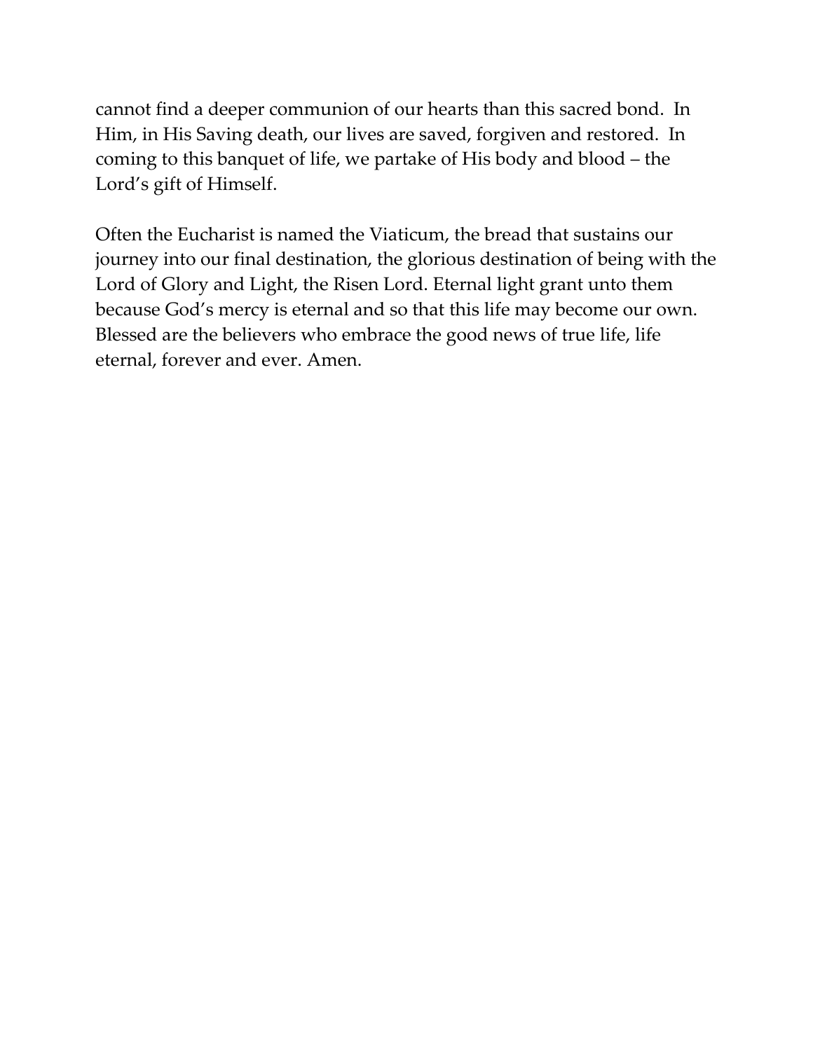cannot find a deeper communion of our hearts than this sacred bond. In Him, in His Saving death, our lives are saved, forgiven and restored. In coming to this banquet of life, we partake of His body and blood – the Lord's gift of Himself.

Often the Eucharist is named the Viaticum, the bread that sustains our journey into our final destination, the glorious destination of being with the Lord of Glory and Light, the Risen Lord. Eternal light grant unto them because God's mercy is eternal and so that this life may become our own. Blessed are the believers who embrace the good news of true life, life eternal, forever and ever. Amen.